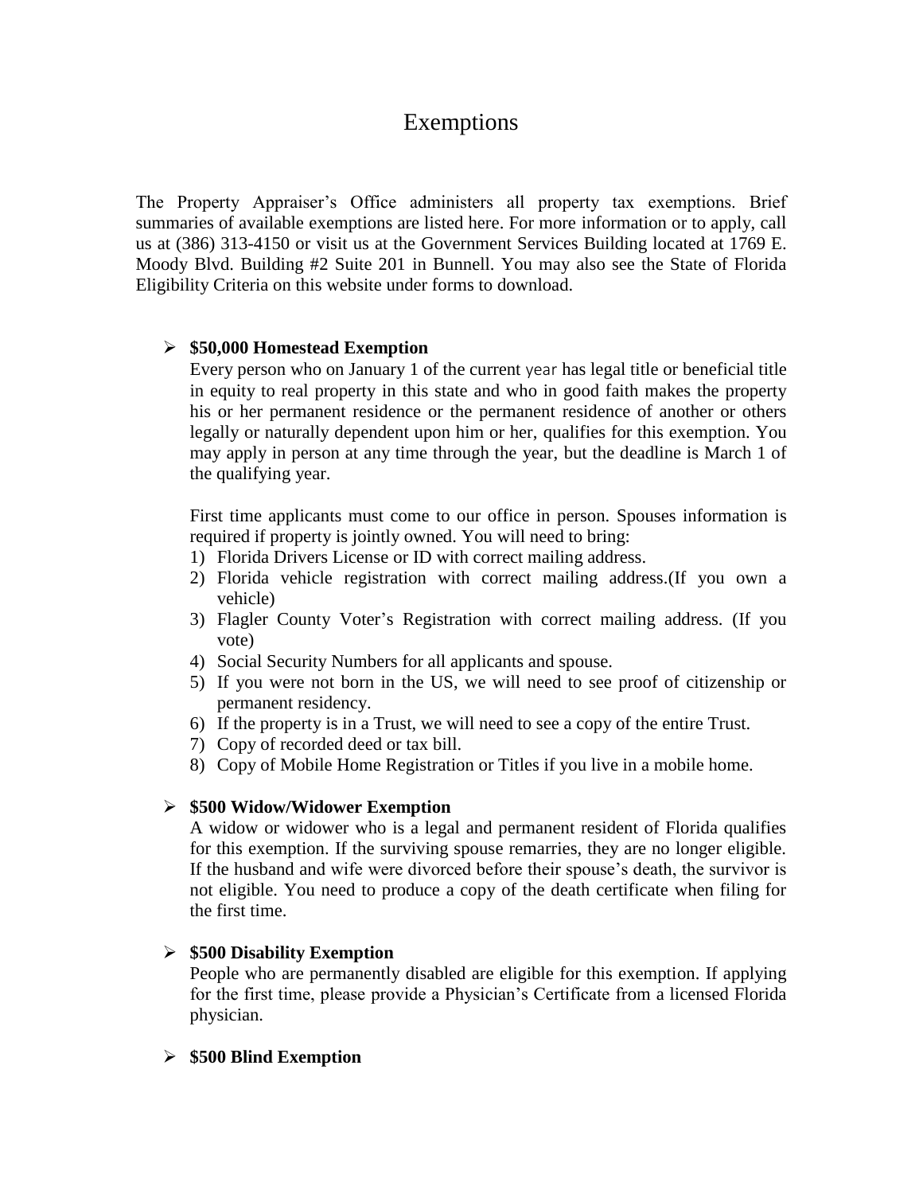# Exemptions

The Property Appraiser's Office administers all property tax exemptions. Brief summaries of available exemptions are listed here. For more information or to apply, call us at (386) 313-4150 or visit us at the Government Services Building located at 1769 E. Moody Blvd. Building #2 Suite 201 in Bunnell. You may also see the State of Florida Eligibility Criteria on this website under forms to download.

- **$50,000 Homestead Exemption**

  Every person who on January 1 of the current year has legal title or beneficial title in equity to real property in this state and who in good faith makes the property his or her permanent residence or the permanent residence of another or others legally or naturally dependent upon him or her, qualifies for this exemption. You may apply in person at any time through the year, but the deadline is March 1 of the qualifying year.

  First time applicants must come to our office in person. Spouses information is required if property is jointly owned. You will need to bring:

  1) Florida Drivers License or ID with correct mailing address.
  2) Florida vehicle registration with correct mailing address.(If you own a vehicle)
  3) Flagler County Voter's Registration with correct mailing address. (If you vote)
  4) Social Security Numbers for all applicants and spouse.
  5) If you were not born in the US, we will need to see proof of citizenship or permanent residency.
  6) If the property is in a Trust, we will need to see a copy of the entire Trust.
  7) Copy of recorded deed or tax bill.
  8) Copy of Mobile Home Registration or Titles if you live in a mobile home.

- **$500 Widow/Widower Exemption**

  A widow or widower who is a legal and permanent resident of Florida qualifies for this exemption. If the surviving spouse remarries, they are no longer eligible. If the husband and wife were divorced before their spouse's death, the survivor is not eligible. You need to produce a copy of the death certificate when filing for the first time.

- **$500 Disability Exemption**

  People who are permanently disabled are eligible for this exemption. If applying for the first time, please provide a Physician's Certificate from a licensed Florida physician.

- **$500 Blind Exemption**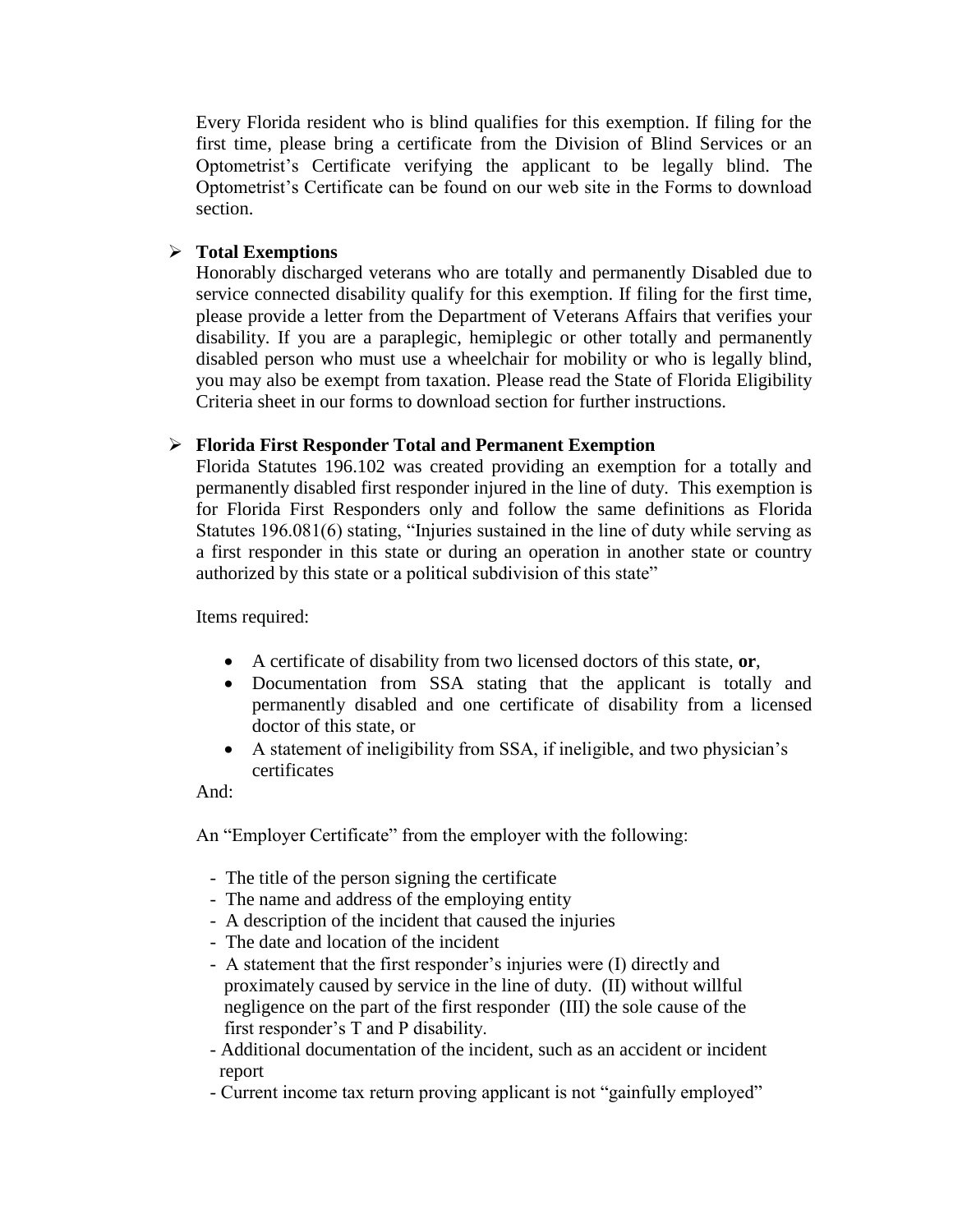Every Florida resident who is blind qualifies for this exemption. If filing for the first time, please bring a certificate from the Division of Blind Services or an Optometrist's Certificate verifying the applicant to be legally blind. The Optometrist's Certificate can be found on our web site in the Forms to download section.

- **Total Exemptions**

  Honorably discharged veterans who are totally and permanently Disabled due to service connected disability qualify for this exemption. If filing for the first time, please provide a letter from the Department of Veterans Affairs that verifies your disability. If you are a paraplegic, hemiplegic or other totally and permanently disabled person who must use a wheelchair for mobility or who is legally blind, you may also be exempt from taxation. Please read the State of Florida Eligibility Criteria sheet in our forms to download section for further instructions.

- **Florida First Responder Total and Permanent Exemption**

  Florida Statutes 196.102 was created providing an exemption for a totally and permanently disabled first responder injured in the line of duty. This exemption is for Florida First Responders only and follow the same definitions as Florida Statutes 196.081(6) stating, "Injuries sustained in the line of duty while serving as a first responder in this state or during an operation in another state or country authorized by this state or a political subdivision of this state"

  Items required:

  - A certificate of disability from two licensed doctors of this state, **or**,
  - Documentation from SSA stating that the applicant is totally and permanently disabled and one certificate of disability from a licensed doctor of this state, or
  - A statement of ineligibility from SSA, if ineligible, and two physician's certificates

  And:

  An "Employer Certificate" from the employer with the following:

  - The title of the person signing the certificate
  - The name and address of the employing entity
  - A description of the incident that caused the injuries
  - The date and location of the incident
  - A statement that the first responder's injuries were (I) directly and proximately caused by service in the line of duty. (II) without willful negligence on the part of the first responder (III) the sole cause of the first responder's T and P disability.
  - Additional documentation of the incident, such as an accident or incident report
  - Current income tax return proving applicant is not "gainfully employed"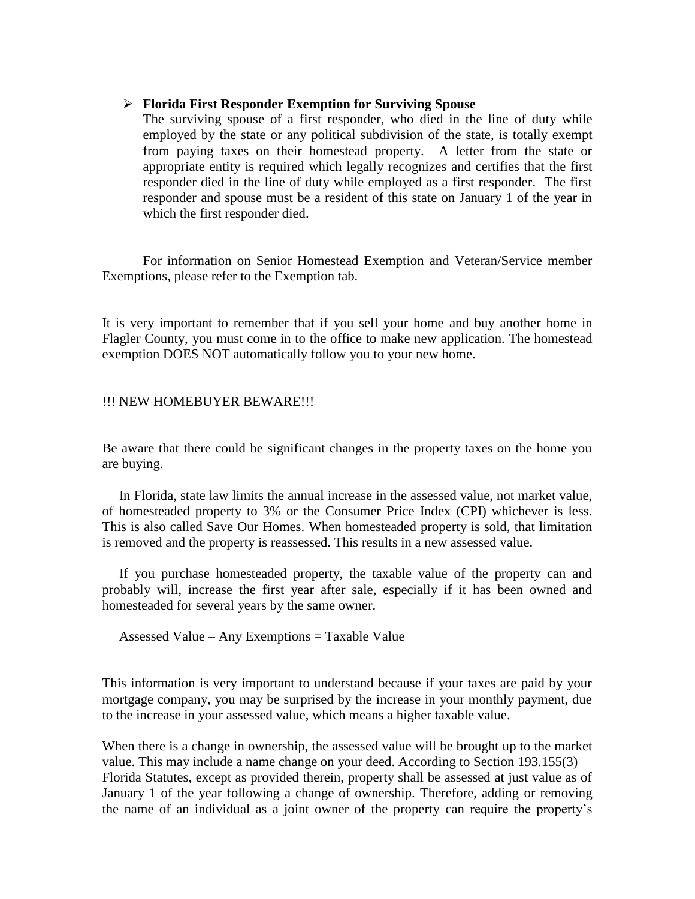- **Florida First Responder Exemption for Surviving Spouse**
  The surviving spouse of a first responder, who died in the line of duty while employed by the state or any political subdivision of the state, is totally exempt from paying taxes on their homestead property. A letter from the state or appropriate entity is required which legally recognizes and certifies that the first responder died in the line of duty while employed as a first responder. The first responder and spouse must be a resident of this state on January 1 of the year in which the first responder died.

For information on Senior Homestead Exemption and Veteran/Service member Exemptions, please refer to the Exemption tab.

It is very important to remember that if you sell your home and buy another home in Flagler County, you must come in to the office to make new application. The homestead exemption DOES NOT automatically follow you to your new home.

!!! NEW HOMEBUYER BEWARE!!!

Be aware that there could be significant changes in the property taxes on the home you are buying.

In Florida, state law limits the annual increase in the assessed value, not market value, of homesteaded property to 3% or the Consumer Price Index (CPI) whichever is less. This is also called Save Our Homes. When homesteaded property is sold, that limitation is removed and the property is reassessed. This results in a new assessed value.

If you purchase homesteaded property, the taxable value of the property can and probably will, increase the first year after sale, especially if it has been owned and homesteaded for several years by the same owner.

Assessed Value – Any Exemptions = Taxable Value

This information is very important to understand because if your taxes are paid by your mortgage company, you may be surprised by the increase in your monthly payment, due to the increase in your assessed value, which means a higher taxable value.

When there is a change in ownership, the assessed value will be brought up to the market value. This may include a name change on your deed. According to Section 193.155(3) Florida Statutes, except as provided therein, property shall be assessed at just value as of January 1 of the year following a change of ownership. Therefore, adding or removing the name of an individual as a joint owner of the property can require the property's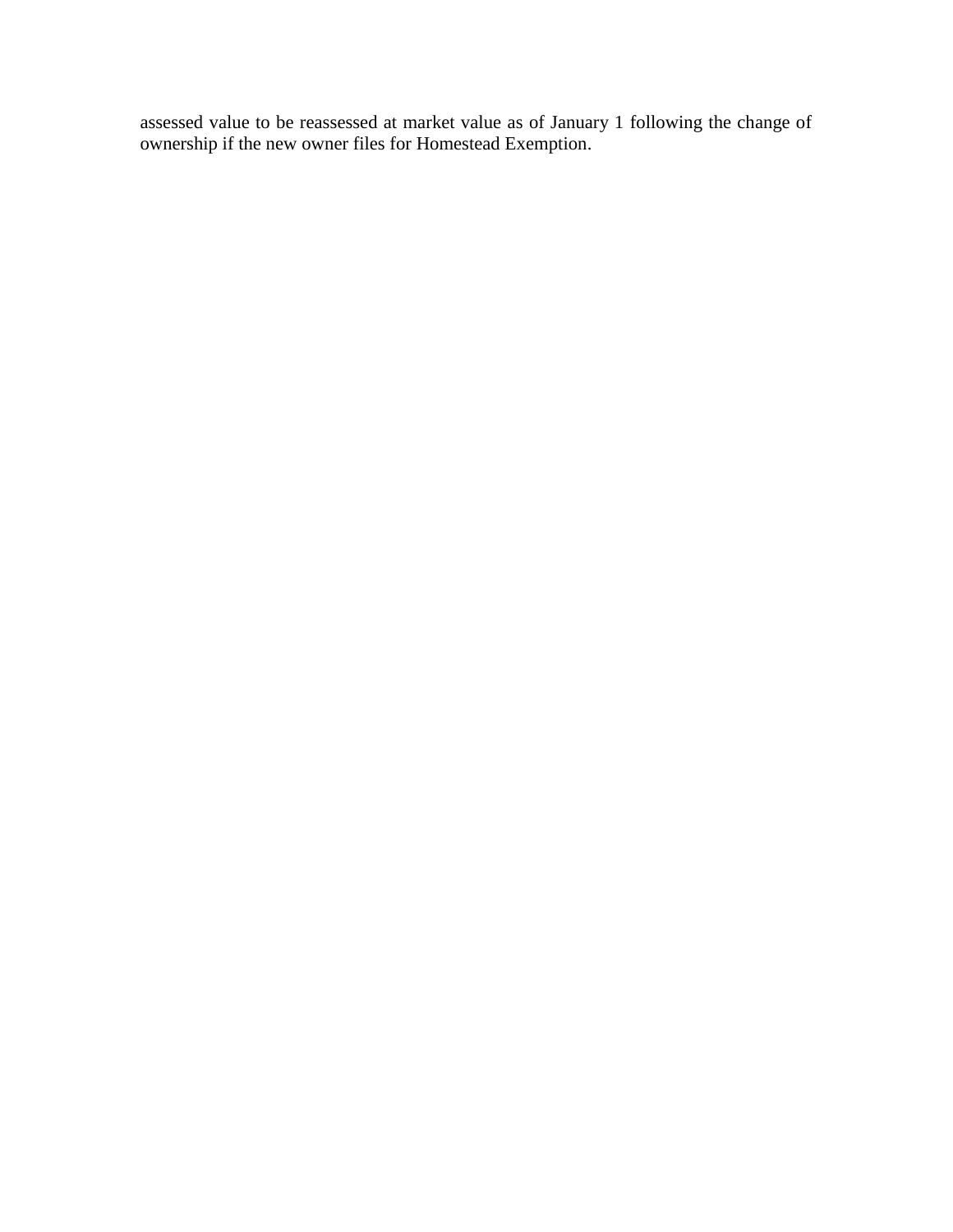assessed value to be reassessed at market value as of January 1 following the change of ownership if the new owner files for Homestead Exemption.